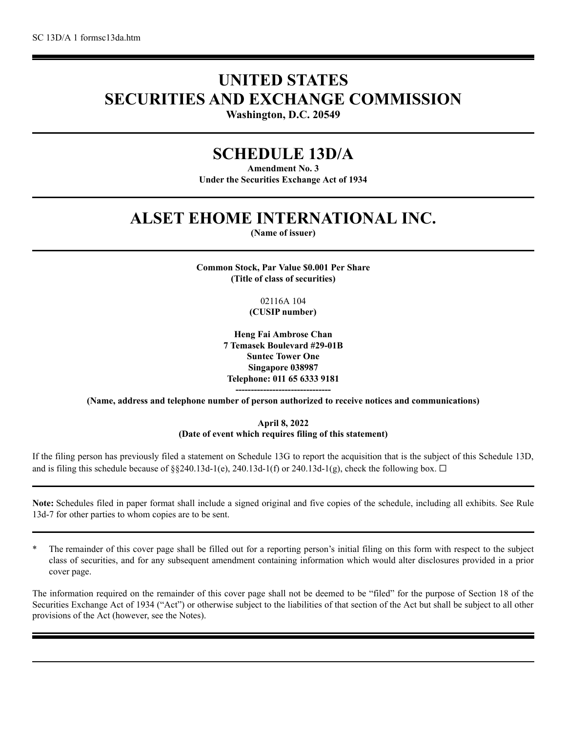SC 13D/A 1 formsc13da.htm

# UNITED STATES
# SECURITIES AND EXCHANGE COMMISSION

**Washington, D.C. 20549**

## SCHEDULE 13D/A

**Amendment No. 3**
**Under the Securities Exchange Act of 1934**

## ALSET EHOME INTERNATIONAL INC.

**(Name of issuer)**

**Common Stock, Par Value $0.001 Per Share**
**(Title of class of securities)**

02116A 104
**(CUSIP number)**

**Heng Fai Ambrose Chan**
**7 Temasek Boulevard #29-01B**
**Suntec Tower One**
**Singapore 038987**
**Telephone: 011 65 6333 9181**
**-------------------------------**

**(Name, address and telephone number of person authorized to receive notices and communications)**

**April 8, 2022**
**(Date of event which requires filing of this statement)**

If the filing person has previously filed a statement on Schedule 13G to report the acquisition that is the subject of this Schedule 13D, and is filing this schedule because of §§240.13d-1(e), 240.13d-1(f) or 240.13d-1(g), check the following box. ☐

**Note:** Schedules filed in paper format shall include a signed original and five copies of the schedule, including all exhibits. See Rule 13d-7 for other parties to whom copies are to be sent.

\* The remainder of this cover page shall be filled out for a reporting person's initial filing on this form with respect to the subject class of securities, and for any subsequent amendment containing information which would alter disclosures provided in a prior cover page.

The information required on the remainder of this cover page shall not be deemed to be "filed" for the purpose of Section 18 of the Securities Exchange Act of 1934 ("Act") or otherwise subject to the liabilities of that section of the Act but shall be subject to all other provisions of the Act (however, see the Notes).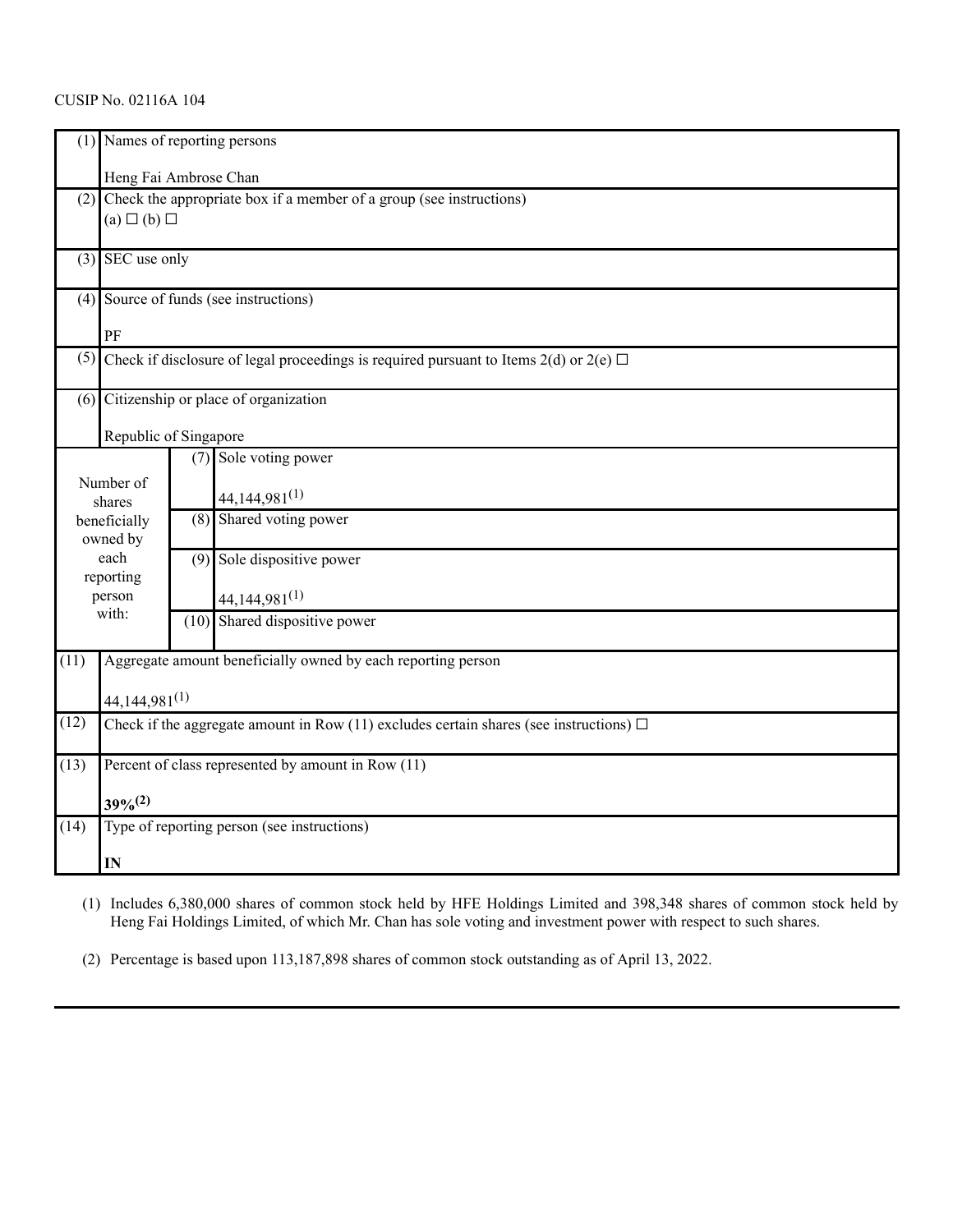CUSIP No. 02116A 104

| | | | |
|---|---|---|---|
| (1) | Names of reporting persons<br><br>Heng Fai Ambrose Chan | | |
| (2) | Check the appropriate box if a member of a group (see instructions)<br>(a) ☐ (b) ☐ | | |
| (3) | SEC use only | | |
| (4) | Source of funds (see instructions)<br><br>PF | | |
| (5) | Check if disclosure of legal proceedings is required pursuant to Items 2(d) or 2(e) ☐ | | |
| (6) | Citizenship or place of organization<br><br>Republic of Singapore | | |
| Number of shares beneficially owned by each reporting person with: | | (7) | Sole voting power<br><br>44,144,981[(1)] |
| | | (8) | Shared voting power |
| | | (9) | Sole dispositive power<br><br>44,144,981[(1)] |
| | | (10) | Shared dispositive power |
| (11) | Aggregate amount beneficially owned by each reporting person<br><br>44,144,981[(1)] | | |
| (12) | Check if the aggregate amount in Row (11) excludes certain shares (see instructions) ☐ | | |
| (13) | Percent of class represented by amount in Row (11)<br><br>**39%[(2)]** | | |
| (14) | Type of reporting person (see instructions)<br><br>**IN** | | |

(1) Includes 6,380,000 shares of common stock held by HFE Holdings Limited and 398,348 shares of common stock held by Heng Fai Holdings Limited, of which Mr. Chan has sole voting and investment power with respect to such shares.

(2) Percentage is based upon 113,187,898 shares of common stock outstanding as of April 13, 2022.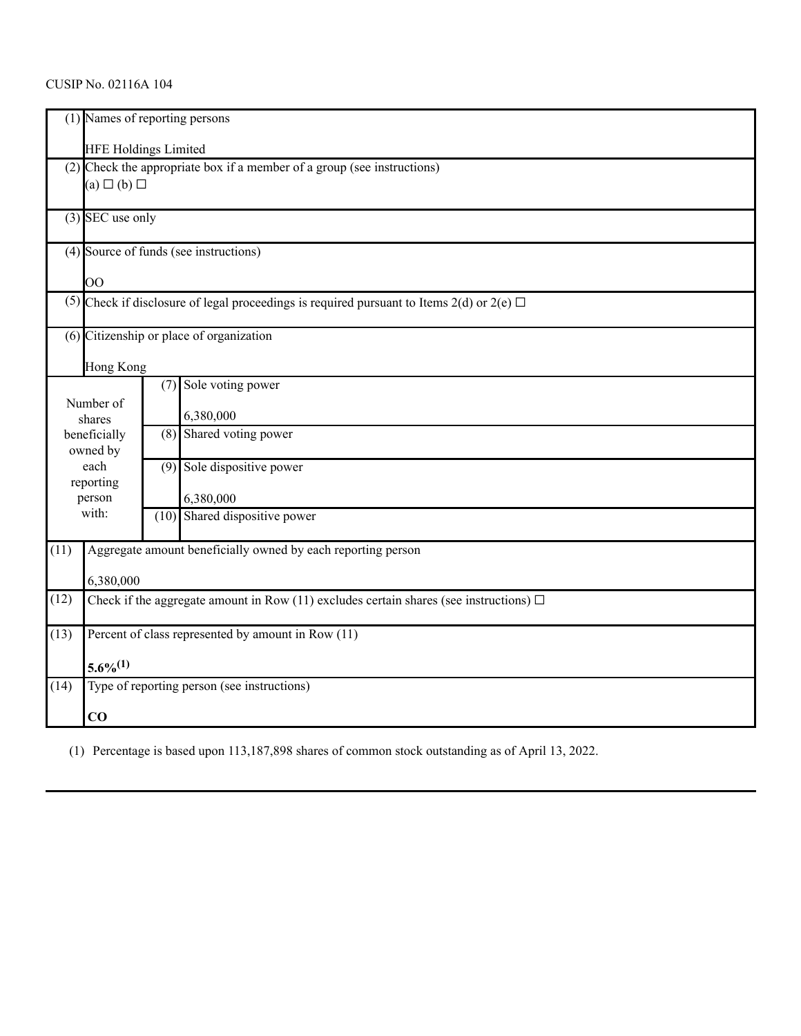CUSIP No. 02116A 104

| | | | |
|---|---|---|---|
| (1) | Names of reporting persons<br><br>HFE Holdings Limited | | |
| (2) | Check the appropriate box if a member of a group (see instructions)<br>(a) ☐ (b) ☐ | | |
| (3) | SEC use only | | |
| (4) | Source of funds (see instructions)<br><br>OO | | |
| (5) | Check if disclosure of legal proceedings is required pursuant to Items 2(d) or 2(e) ☐ | | |
| (6) | Citizenship or place of organization<br><br>Hong Kong | | |
| Number of shares beneficially owned by each reporting person with: | | (7) | Sole voting power<br><br>6,380,000 |
| | | (8) | Shared voting power |
| | | (9) | Sole dispositive power<br><br>6,380,000 |
| | | (10) | Shared dispositive power |
| (11) | Aggregate amount beneficially owned by each reporting person<br><br>6,380,000 | | |
| (12) | Check if the aggregate amount in Row (11) excludes certain shares (see instructions) ☐ | | |
| (13) | Percent of class represented by amount in Row (11)<br><br>**5.6%(1)** | | |
| (14) | Type of reporting person (see instructions)<br><br>**CO** | | |

(1) Percentage is based upon 113,187,898 shares of common stock outstanding as of April 13, 2022.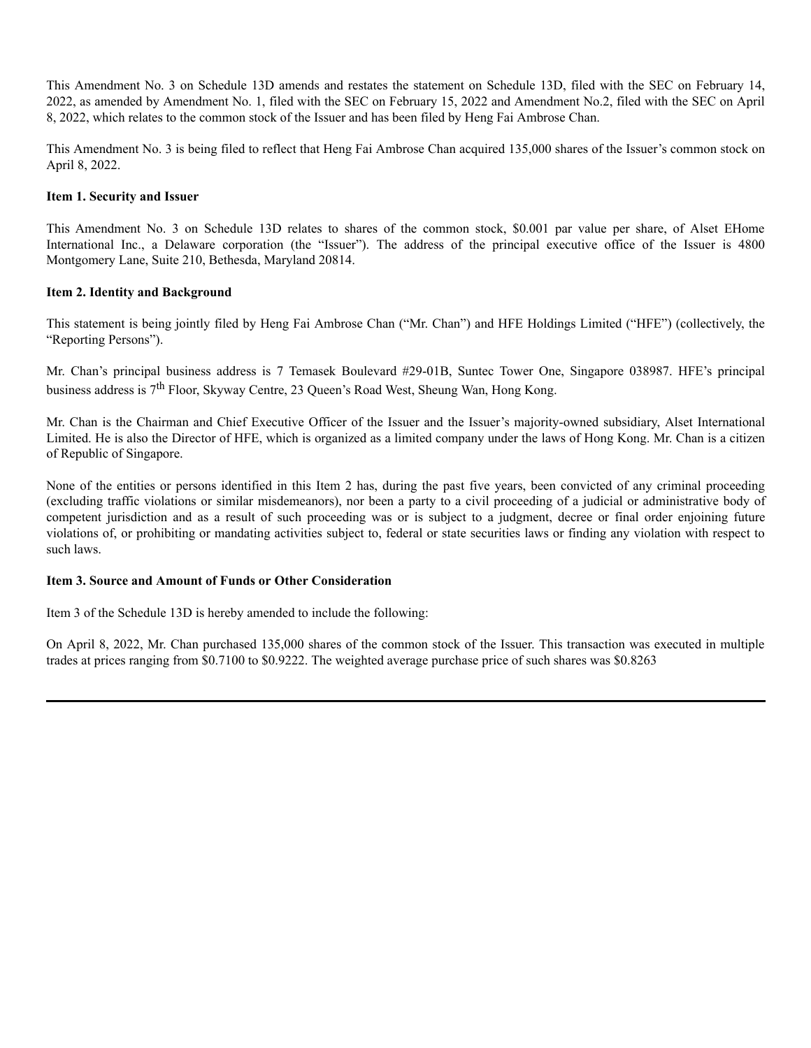This Amendment No. 3 on Schedule 13D amends and restates the statement on Schedule 13D, filed with the SEC on February 14, 2022, as amended by Amendment No. 1, filed with the SEC on February 15, 2022 and Amendment No.2, filed with the SEC on April 8, 2022, which relates to the common stock of the Issuer and has been filed by Heng Fai Ambrose Chan.

This Amendment No. 3 is being filed to reflect that Heng Fai Ambrose Chan acquired 135,000 shares of the Issuer's common stock on April 8, 2022.

**Item 1. Security and Issuer**

This Amendment No. 3 on Schedule 13D relates to shares of the common stock, $0.001 par value per share, of Alset EHome International Inc., a Delaware corporation (the "Issuer"). The address of the principal executive office of the Issuer is 4800 Montgomery Lane, Suite 210, Bethesda, Maryland 20814.

**Item 2. Identity and Background**

This statement is being jointly filed by Heng Fai Ambrose Chan ("Mr. Chan") and HFE Holdings Limited ("HFE") (collectively, the "Reporting Persons").

Mr. Chan's principal business address is 7 Temasek Boulevard #29-01B, Suntec Tower One, Singapore 038987. HFE's principal business address is 7th Floor, Skyway Centre, 23 Queen's Road West, Sheung Wan, Hong Kong.

Mr. Chan is the Chairman and Chief Executive Officer of the Issuer and the Issuer's majority-owned subsidiary, Alset International Limited. He is also the Director of HFE, which is organized as a limited company under the laws of Hong Kong. Mr. Chan is a citizen of Republic of Singapore.

None of the entities or persons identified in this Item 2 has, during the past five years, been convicted of any criminal proceeding (excluding traffic violations or similar misdemeanors), nor been a party to a civil proceeding of a judicial or administrative body of competent jurisdiction and as a result of such proceeding was or is subject to a judgment, decree or final order enjoining future violations of, or prohibiting or mandating activities subject to, federal or state securities laws or finding any violation with respect to such laws.

**Item 3. Source and Amount of Funds or Other Consideration**

Item 3 of the Schedule 13D is hereby amended to include the following:

On April 8, 2022, Mr. Chan purchased 135,000 shares of the common stock of the Issuer. This transaction was executed in multiple trades at prices ranging from $0.7100 to $0.9222. The weighted average purchase price of such shares was $0.8263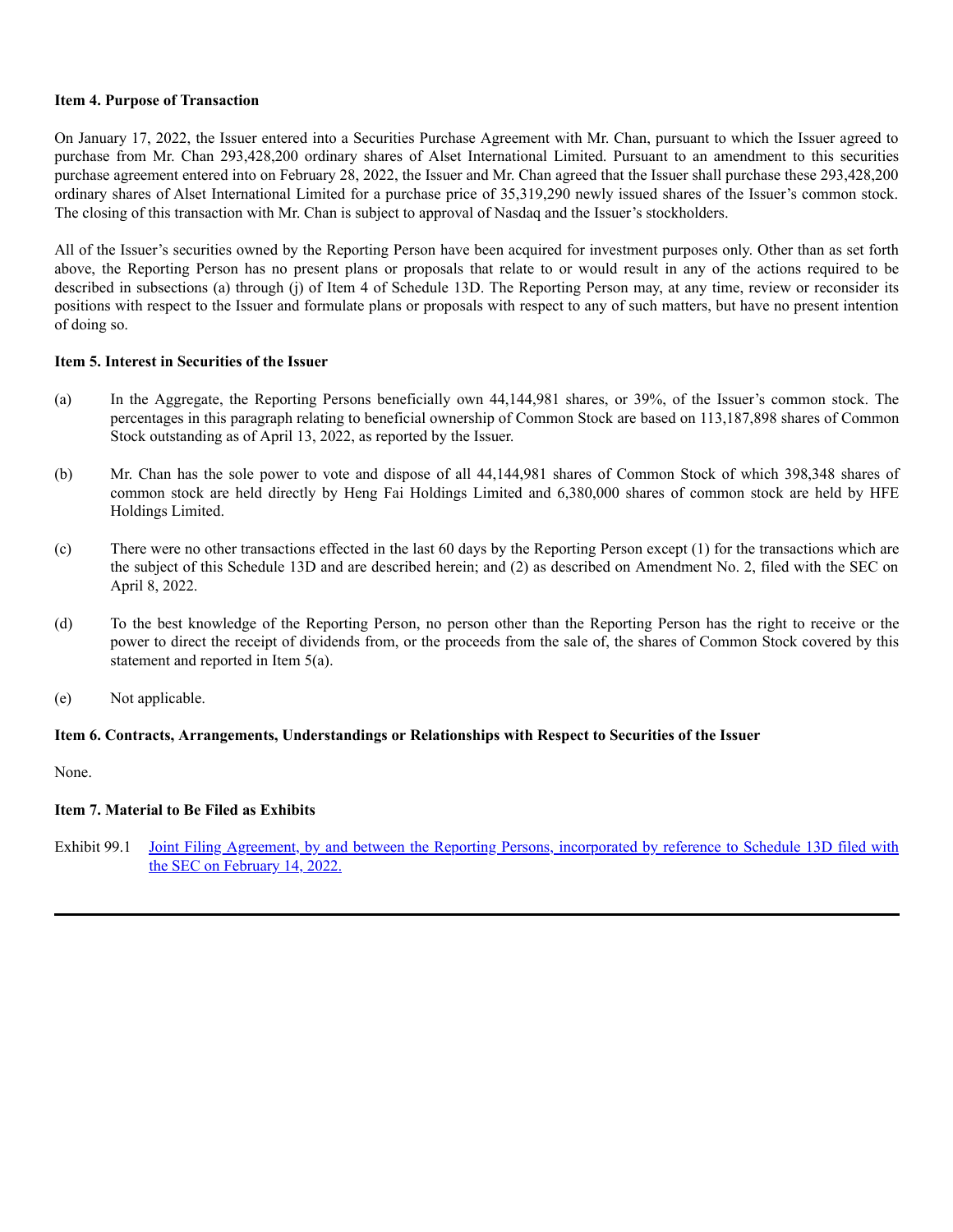**Item 4. Purpose of Transaction**

On January 17, 2022, the Issuer entered into a Securities Purchase Agreement with Mr. Chan, pursuant to which the Issuer agreed to purchase from Mr. Chan 293,428,200 ordinary shares of Alset International Limited. Pursuant to an amendment to this securities purchase agreement entered into on February 28, 2022, the Issuer and Mr. Chan agreed that the Issuer shall purchase these 293,428,200 ordinary shares of Alset International Limited for a purchase price of 35,319,290 newly issued shares of the Issuer's common stock. The closing of this transaction with Mr. Chan is subject to approval of Nasdaq and the Issuer's stockholders.

All of the Issuer's securities owned by the Reporting Person have been acquired for investment purposes only. Other than as set forth above, the Reporting Person has no present plans or proposals that relate to or would result in any of the actions required to be described in subsections (a) through (j) of Item 4 of Schedule 13D. The Reporting Person may, at any time, review or reconsider its positions with respect to the Issuer and formulate plans or proposals with respect to any of such matters, but have no present intention of doing so.

**Item 5. Interest in Securities of the Issuer**

(a) In the Aggregate, the Reporting Persons beneficially own 44,144,981 shares, or 39%, of the Issuer's common stock. The percentages in this paragraph relating to beneficial ownership of Common Stock are based on 113,187,898 shares of Common Stock outstanding as of April 13, 2022, as reported by the Issuer.

(b) Mr. Chan has the sole power to vote and dispose of all 44,144,981 shares of Common Stock of which 398,348 shares of common stock are held directly by Heng Fai Holdings Limited and 6,380,000 shares of common stock are held by HFE Holdings Limited.

(c) There were no other transactions effected in the last 60 days by the Reporting Person except (1) for the transactions which are the subject of this Schedule 13D and are described herein; and (2) as described on Amendment No. 2, filed with the SEC on April 8, 2022.

(d) To the best knowledge of the Reporting Person, no person other than the Reporting Person has the right to receive or the power to direct the receipt of dividends from, or the proceeds from the sale of, the shares of Common Stock covered by this statement and reported in Item 5(a).

(e) Not applicable.

**Item 6. Contracts, Arrangements, Understandings or Relationships with Respect to Securities of the Issuer**

None.

**Item 7. Material to Be Filed as Exhibits**

Exhibit 99.1 Joint Filing Agreement, by and between the Reporting Persons, incorporated by reference to Schedule 13D filed with the SEC on February 14, 2022.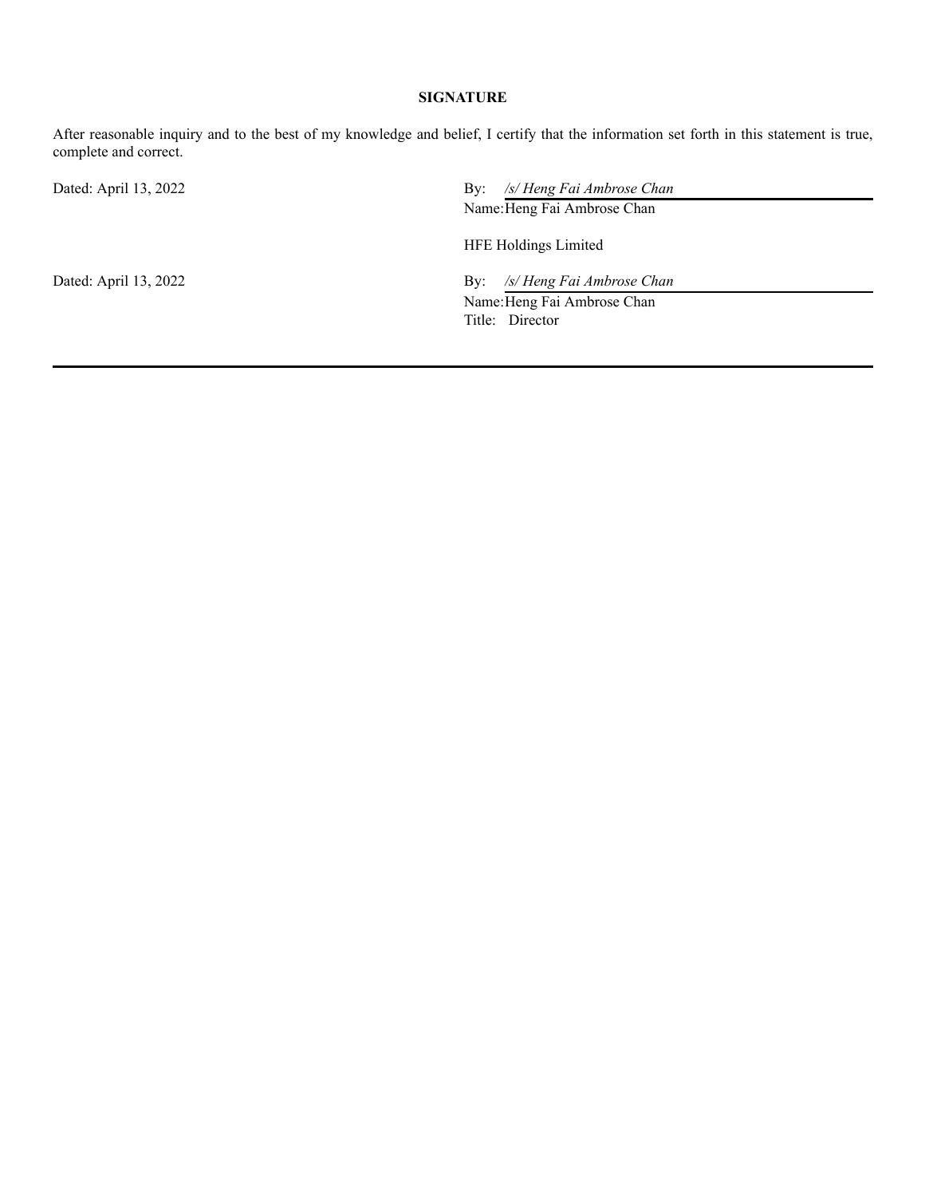**SIGNATURE**

After reasonable inquiry and to the best of my knowledge and belief, I certify that the information set forth in this statement is true, complete and correct.

| | |
|---|---|
| Dated: April 13, 2022 | By: */s/ Heng Fai Ambrose Chan* |
| | Name: Heng Fai Ambrose Chan |
| | |
| | HFE Holdings Limited |
| Dated: April 13, 2022 | By: */s/ Heng Fai Ambrose Chan* |
| | Name: Heng Fai Ambrose Chan |
| | Title: Director |